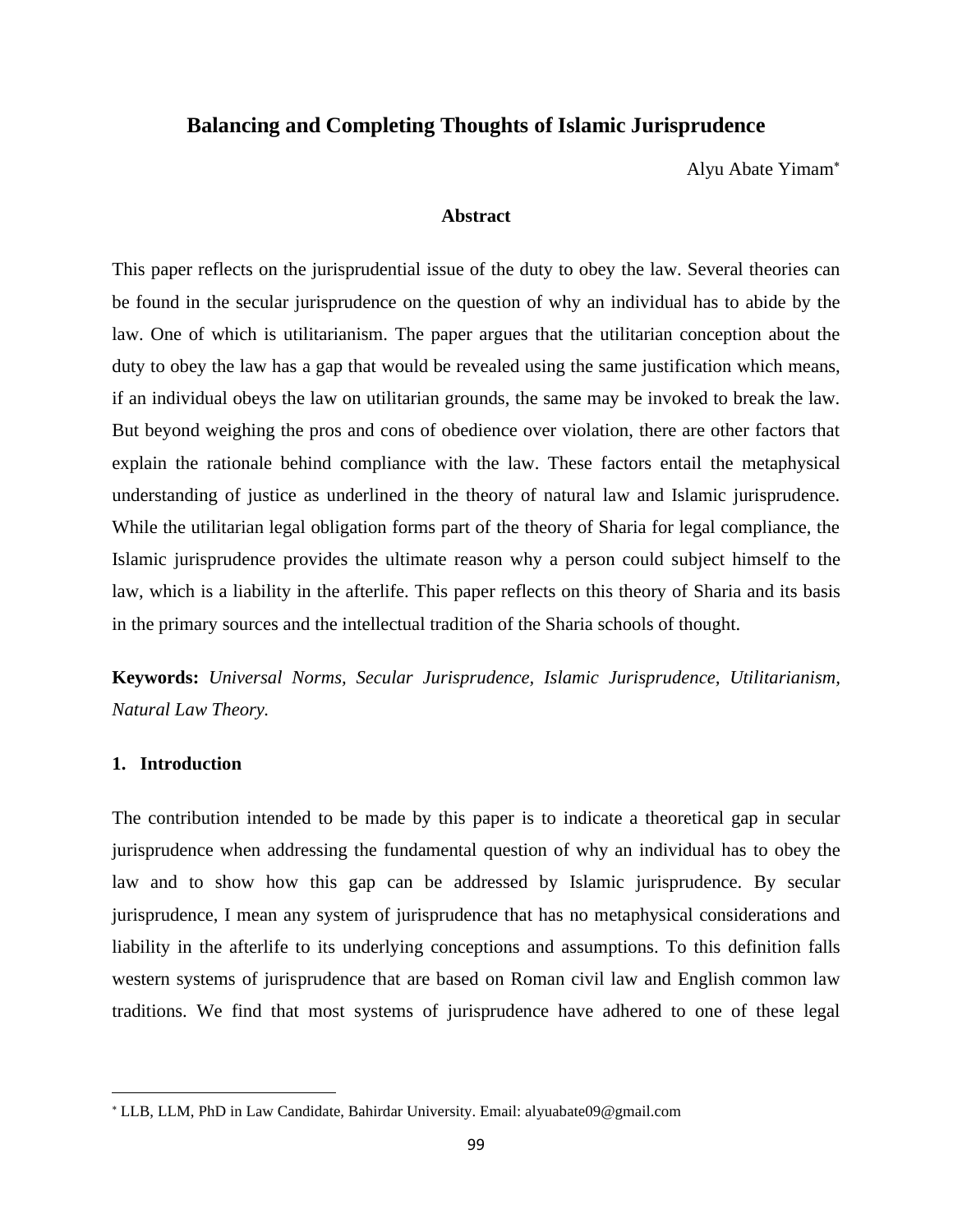# Balancing and Completing Thoughts of Islamic Jurisprudence

Alyu Abate Yimam[*]

### Abstract

This paper reflects on the jurisprudential issue of the duty to obey the law. Several theories can be found in the secular jurisprudence on the question of why an individual has to abide by the law. One of which is utilitarianism. The paper argues that the utilitarian conception about the duty to obey the law has a gap that would be revealed using the same justification which means, if an individual obeys the law on utilitarian grounds, the same may be invoked to break the law. But beyond weighing the pros and cons of obedience over violation, there are other factors that explain the rationale behind compliance with the law. These factors entail the metaphysical understanding of justice as underlined in the theory of natural law and Islamic jurisprudence. While the utilitarian legal obligation forms part of the theory of Sharia for legal compliance, the Islamic jurisprudence provides the ultimate reason why a person could subject himself to the law, which is a liability in the afterlife. This paper reflects on this theory of Sharia and its basis in the primary sources and the intellectual tradition of the Sharia schools of thought.

**Keywords:** *Universal Norms, Secular Jurisprudence, Islamic Jurisprudence, Utilitarianism, Natural Law Theory.*

## 1. Introduction

The contribution intended to be made by this paper is to indicate a theoretical gap in secular jurisprudence when addressing the fundamental question of why an individual has to obey the law and to show how this gap can be addressed by Islamic jurisprudence. By secular jurisprudence, I mean any system of jurisprudence that has no metaphysical considerations and liability in the afterlife to its underlying conceptions and assumptions. To this definition falls western systems of jurisprudence that are based on Roman civil law and English common law traditions. We find that most systems of jurisprudence have adhered to one of these legal

[*] LLB, LLM, PhD in Law Candidate, Bahirdar University. Email: alyuabate09@gmail.com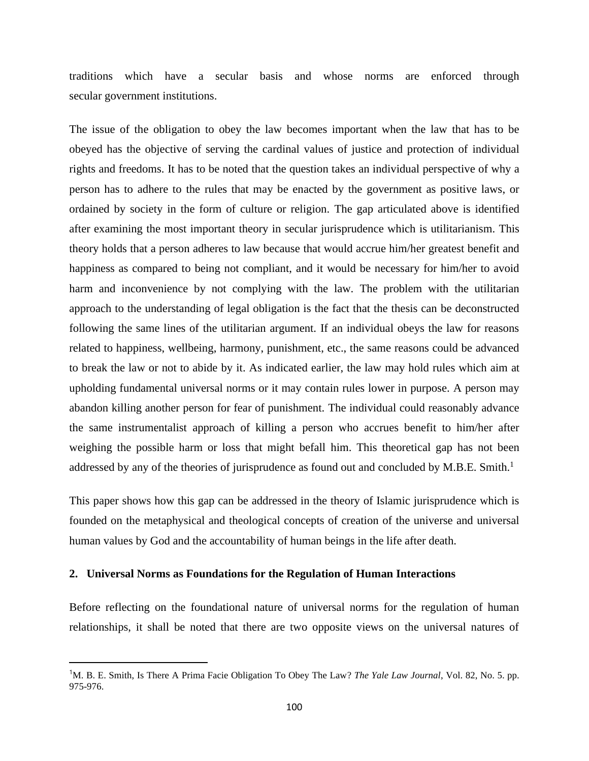traditions which have a secular basis and whose norms are enforced through secular government institutions.

The issue of the obligation to obey the law becomes important when the law that has to be obeyed has the objective of serving the cardinal values of justice and protection of individual rights and freedoms. It has to be noted that the question takes an individual perspective of why a person has to adhere to the rules that may be enacted by the government as positive laws, or ordained by society in the form of culture or religion. The gap articulated above is identified after examining the most important theory in secular jurisprudence which is utilitarianism. This theory holds that a person adheres to law because that would accrue him/her greatest benefit and happiness as compared to being not compliant, and it would be necessary for him/her to avoid harm and inconvenience by not complying with the law. The problem with the utilitarian approach to the understanding of legal obligation is the fact that the thesis can be deconstructed following the same lines of the utilitarian argument. If an individual obeys the law for reasons related to happiness, wellbeing, harmony, punishment, etc., the same reasons could be advanced to break the law or not to abide by it. As indicated earlier, the law may hold rules which aim at upholding fundamental universal norms or it may contain rules lower in purpose. A person may abandon killing another person for fear of punishment. The individual could reasonably advance the same instrumentalist approach of killing a person who accrues benefit to him/her after weighing the possible harm or loss that might befall him. This theoretical gap has not been addressed by any of the theories of jurisprudence as found out and concluded by M.B.E. Smith.[1]

This paper shows how this gap can be addressed in the theory of Islamic jurisprudence which is founded on the metaphysical and theological concepts of creation of the universe and universal human values by God and the accountability of human beings in the life after death.

## 2. Universal Norms as Foundations for the Regulation of Human Interactions

Before reflecting on the foundational nature of universal norms for the regulation of human relationships, it shall be noted that there are two opposite views on the universal natures of

---

[1] M. B. E. Smith, Is There A Prima Facie Obligation To Obey The Law? *The Yale Law Journal*, Vol. 82, No. 5. pp. 975-976.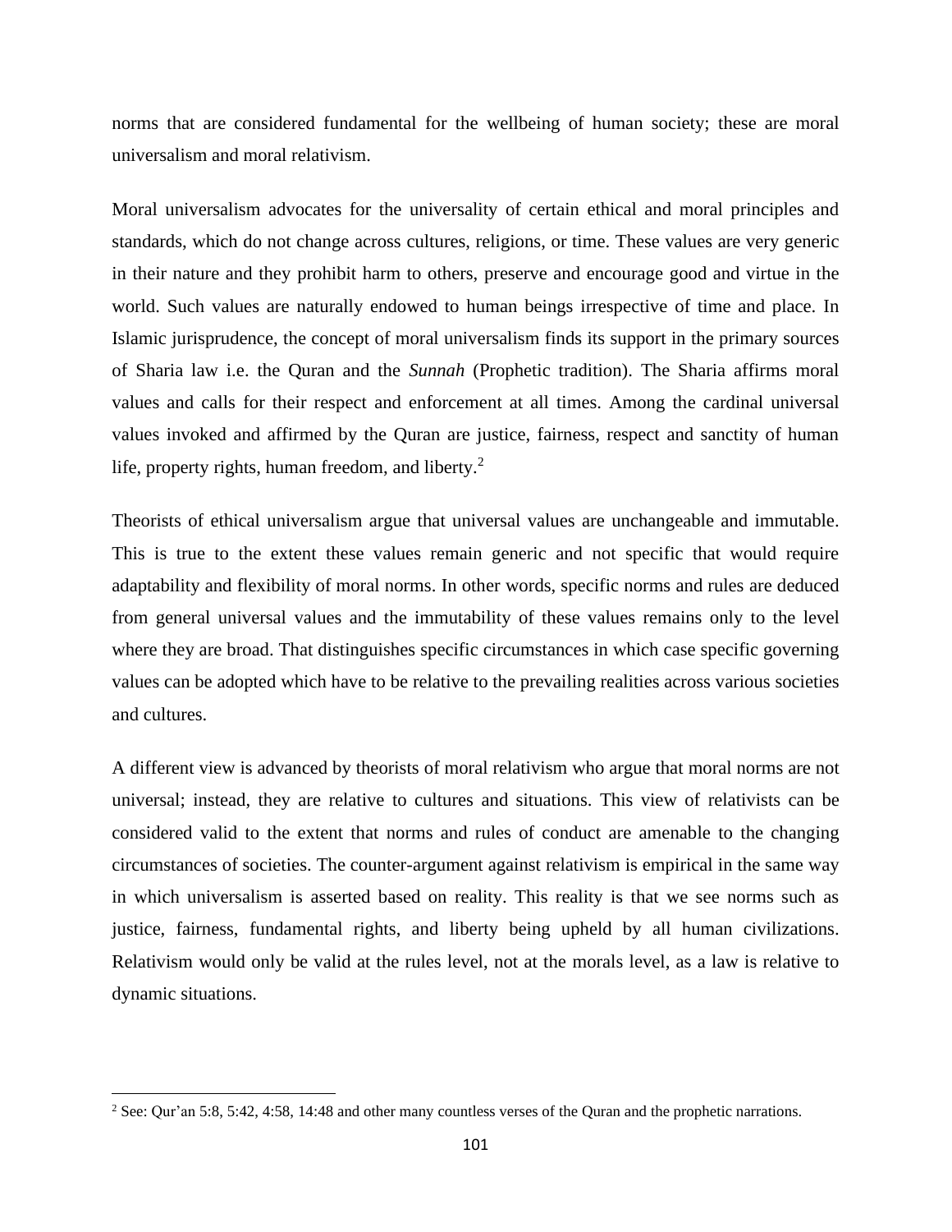norms that are considered fundamental for the wellbeing of human society; these are moral universalism and moral relativism.

Moral universalism advocates for the universality of certain ethical and moral principles and standards, which do not change across cultures, religions, or time. These values are very generic in their nature and they prohibit harm to others, preserve and encourage good and virtue in the world. Such values are naturally endowed to human beings irrespective of time and place. In Islamic jurisprudence, the concept of moral universalism finds its support in the primary sources of Sharia law i.e. the Quran and the *Sunnah* (Prophetic tradition). The Sharia affirms moral values and calls for their respect and enforcement at all times. Among the cardinal universal values invoked and affirmed by the Quran are justice, fairness, respect and sanctity of human life, property rights, human freedom, and liberty.[2]

Theorists of ethical universalism argue that universal values are unchangeable and immutable. This is true to the extent these values remain generic and not specific that would require adaptability and flexibility of moral norms. In other words, specific norms and rules are deduced from general universal values and the immutability of these values remains only to the level where they are broad. That distinguishes specific circumstances in which case specific governing values can be adopted which have to be relative to the prevailing realities across various societies and cultures.

A different view is advanced by theorists of moral relativism who argue that moral norms are not universal; instead, they are relative to cultures and situations. This view of relativists can be considered valid to the extent that norms and rules of conduct are amenable to the changing circumstances of societies. The counter-argument against relativism is empirical in the same way in which universalism is asserted based on reality. This reality is that we see norms such as justice, fairness, fundamental rights, and liberty being upheld by all human civilizations. Relativism would only be valid at the rules level, not at the morals level, as a law is relative to dynamic situations.

[2] See: Qur'an 5:8, 5:42, 4:58, 14:48 and other many countless verses of the Quran and the prophetic narrations.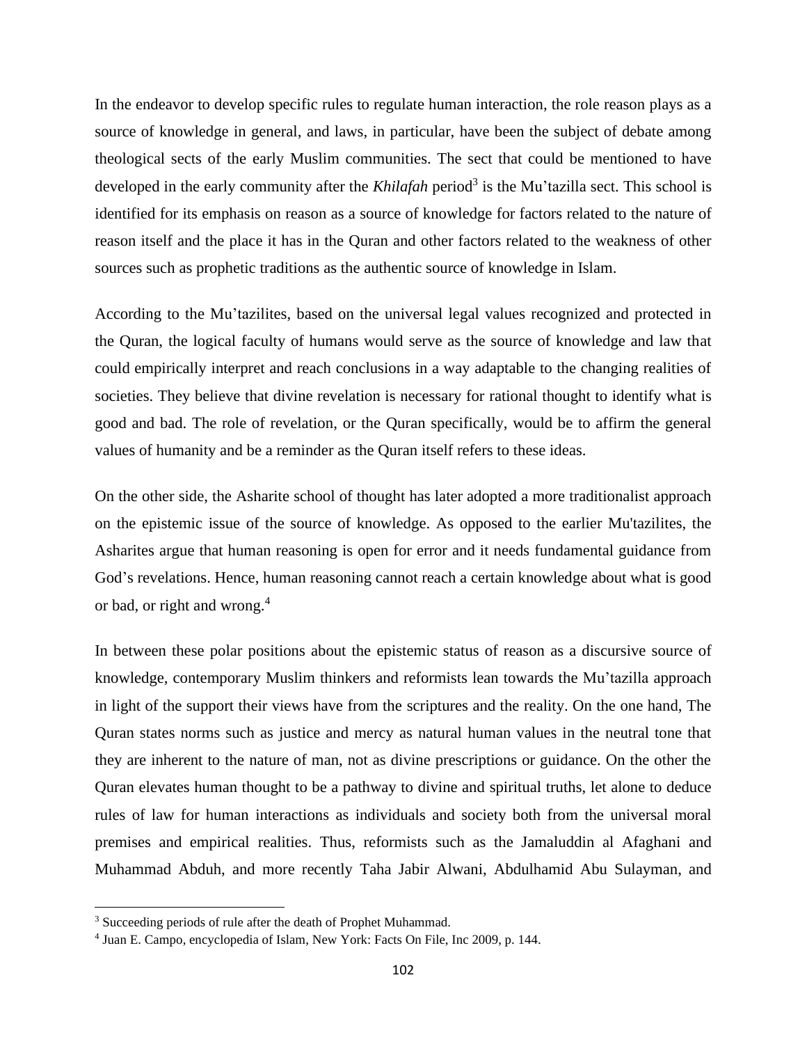In the endeavor to develop specific rules to regulate human interaction, the role reason plays as a source of knowledge in general, and laws, in particular, have been the subject of debate among theological sects of the early Muslim communities. The sect that could be mentioned to have developed in the early community after the *Khilafah* period[3] is the Mu'tazilla sect. This school is identified for its emphasis on reason as a source of knowledge for factors related to the nature of reason itself and the place it has in the Quran and other factors related to the weakness of other sources such as prophetic traditions as the authentic source of knowledge in Islam.

According to the Mu'tazilites, based on the universal legal values recognized and protected in the Quran, the logical faculty of humans would serve as the source of knowledge and law that could empirically interpret and reach conclusions in a way adaptable to the changing realities of societies. They believe that divine revelation is necessary for rational thought to identify what is good and bad. The role of revelation, or the Quran specifically, would be to affirm the general values of humanity and be a reminder as the Quran itself refers to these ideas.

On the other side, the Asharite school of thought has later adopted a more traditionalist approach on the epistemic issue of the source of knowledge. As opposed to the earlier Mu'tazilites, the Asharites argue that human reasoning is open for error and it needs fundamental guidance from God's revelations. Hence, human reasoning cannot reach a certain knowledge about what is good or bad, or right and wrong.[4]

In between these polar positions about the epistemic status of reason as a discursive source of knowledge, contemporary Muslim thinkers and reformists lean towards the Mu'tazilla approach in light of the support their views have from the scriptures and the reality. On the one hand, The Quran states norms such as justice and mercy as natural human values in the neutral tone that they are inherent to the nature of man, not as divine prescriptions or guidance. On the other the Quran elevates human thought to be a pathway to divine and spiritual truths, let alone to deduce rules of law for human interactions as individuals and society both from the universal moral premises and empirical realities. Thus, reformists such as the Jamaluddin al Afaghani and Muhammad Abduh, and more recently Taha Jabir Alwani, Abdulhamid Abu Sulayman, and

---

[3] Succeeding periods of rule after the death of Prophet Muhammad.

[4] Juan E. Campo, encyclopedia of Islam, New York: Facts On File, Inc 2009, p. 144.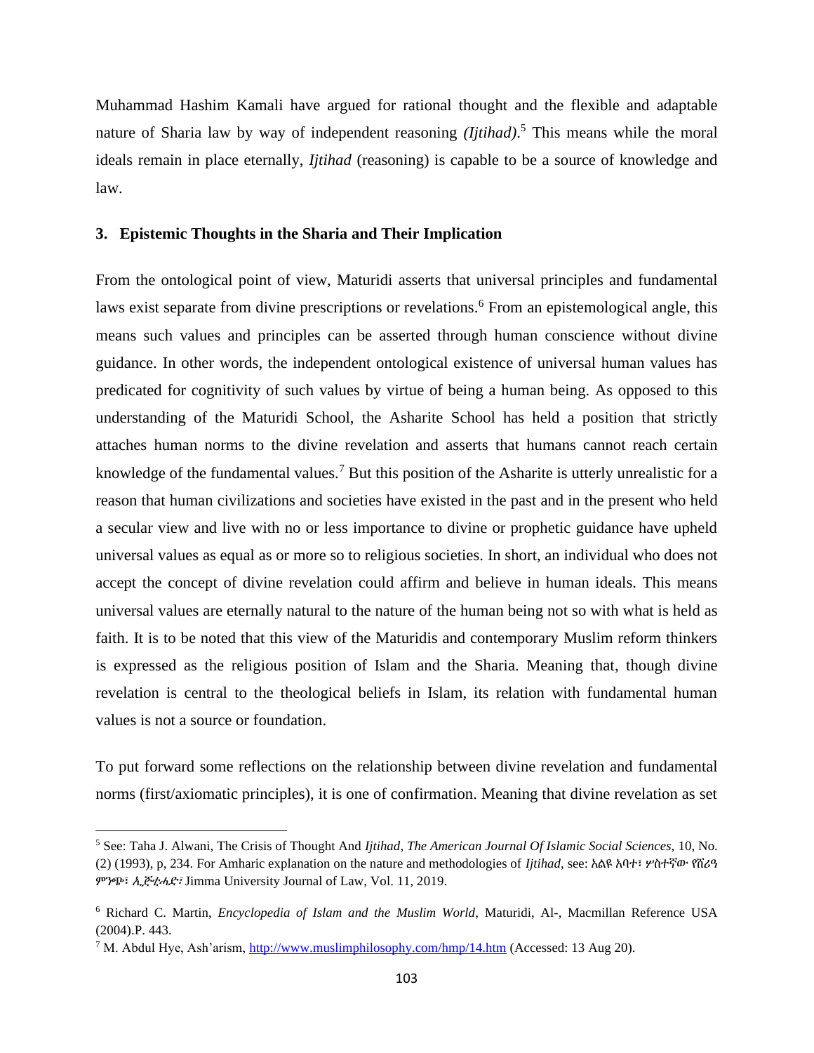Muhammad Hashim Kamali have argued for rational thought and the flexible and adaptable nature of Sharia law by way of independent reasoning *(Ijtihad)*.[5] This means while the moral ideals remain in place eternally, *Ijtihad* (reasoning) is capable to be a source of knowledge and law.

### 3. Epistemic Thoughts in the Sharia and Their Implication

From the ontological point of view, Maturidi asserts that universal principles and fundamental laws exist separate from divine prescriptions or revelations.[6] From an epistemological angle, this means such values and principles can be asserted through human conscience without divine guidance. In other words, the independent ontological existence of universal human values has predicated for cognitivity of such values by virtue of being a human being. As opposed to this understanding of the Maturidi School, the Asharite School has held a position that strictly attaches human norms to the divine revelation and asserts that humans cannot reach certain knowledge of the fundamental values.[7] But this position of the Asharite is utterly unrealistic for a reason that human civilizations and societies have existed in the past and in the present who held a secular view and live with no or less importance to divine or prophetic guidance have upheld universal values as equal as or more so to religious societies. In short, an individual who does not accept the concept of divine revelation could affirm and believe in human ideals. This means universal values are eternally natural to the nature of the human being not so with what is held as faith. It is to be noted that this view of the Maturidis and contemporary Muslim reform thinkers is expressed as the religious position of Islam and the Sharia. Meaning that, though divine revelation is central to the theological beliefs in Islam, its relation with fundamental human values is not a source or foundation.

To put forward some reflections on the relationship between divine revelation and fundamental norms (first/axiomatic principles), it is one of confirmation. Meaning that divine revelation as set

---

[5] See: Taha J. Alwani, The Crisis of Thought And *Ijtihad*, *The American Journal Of Islamic Social Sciences*, 10, No. (2) (1993), p, 234. For Amharic explanation on the nature and methodologies of *Ijtihad*, see: አልዩ አባተ፣ ሦስተኛው የሸሪዓ ምንጭ፣ ኢጅቲሓድ፣ Jimma University Journal of Law, Vol. 11, 2019.

[6] Richard C. Martin, *Encyclopedia of Islam and the Muslim World*, Maturidi, Al-, Macmillan Reference USA (2004).P. 443.

[7] M. Abdul Hye, Ash'arism, http://www.muslimphilosophy.com/hmp/14.htm (Accessed: 13 Aug 20).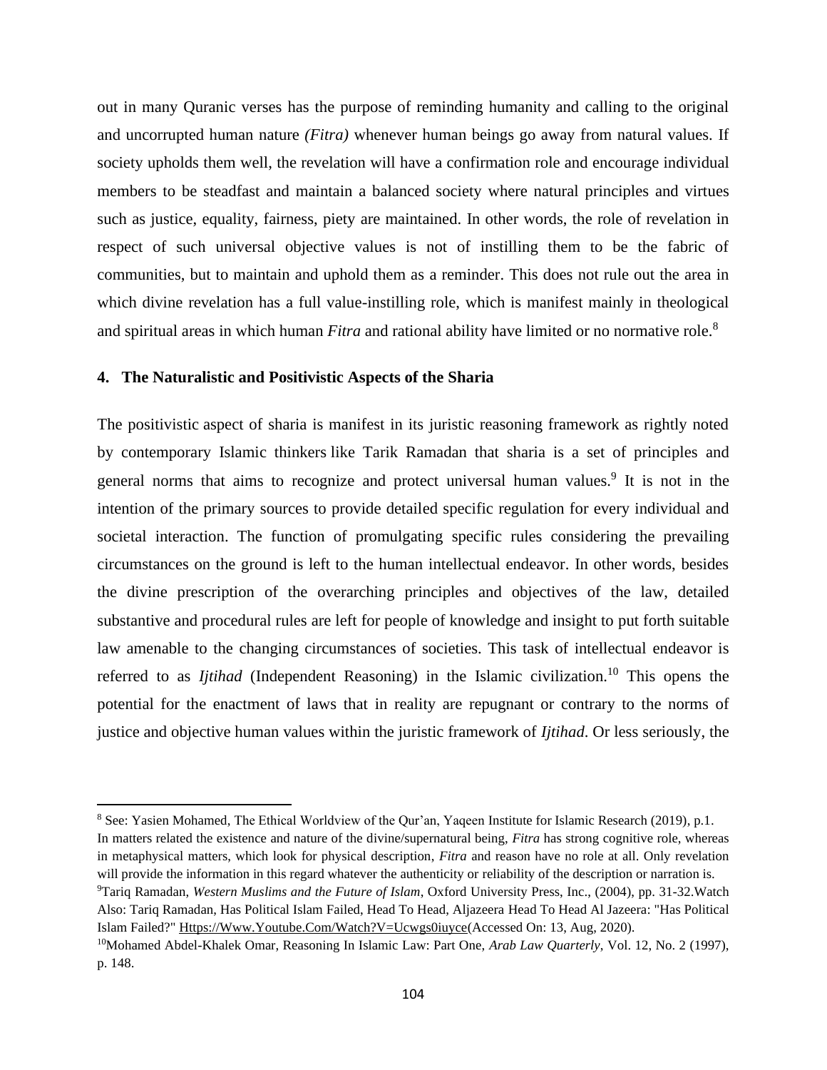out in many Quranic verses has the purpose of reminding humanity and calling to the original and uncorrupted human nature *(Fitra)* whenever human beings go away from natural values. If society upholds them well, the revelation will have a confirmation role and encourage individual members to be steadfast and maintain a balanced society where natural principles and virtues such as justice, equality, fairness, piety are maintained. In other words, the role of revelation in respect of such universal objective values is not of instilling them to be the fabric of communities, but to maintain and uphold them as a reminder. This does not rule out the area in which divine revelation has a full value-instilling role, which is manifest mainly in theological and spiritual areas in which human *Fitra* and rational ability have limited or no normative role.[8]

## 4. The Naturalistic and Positivistic Aspects of the Sharia

The positivistic aspect of sharia is manifest in its juristic reasoning framework as rightly noted by contemporary Islamic thinkers like Tarik Ramadan that sharia is a set of principles and general norms that aims to recognize and protect universal human values.[9] It is not in the intention of the primary sources to provide detailed specific regulation for every individual and societal interaction. The function of promulgating specific rules considering the prevailing circumstances on the ground is left to the human intellectual endeavor. In other words, besides the divine prescription of the overarching principles and objectives of the law, detailed substantive and procedural rules are left for people of knowledge and insight to put forth suitable law amenable to the changing circumstances of societies. This task of intellectual endeavor is referred to as *Ijtihad* (Independent Reasoning) in the Islamic civilization.[10] This opens the potential for the enactment of laws that in reality are repugnant or contrary to the norms of justice and objective human values within the juristic framework of *Ijtihad*. Or less seriously, the

---

[8] See: Yasien Mohamed, The Ethical Worldview of the Qur'an, Yaqeen Institute for Islamic Research (2019), p.1. In matters related the existence and nature of the divine/supernatural being, *Fitra* has strong cognitive role, whereas in metaphysical matters, which look for physical description, *Fitra* and reason have no role at all. Only revelation will provide the information in this regard whatever the authenticity or reliability of the description or narration is.

[9] Tariq Ramadan, *Western Muslims and the Future of Islam*, Oxford University Press, Inc., (2004), pp. 31-32.Watch Also: Tariq Ramadan, Has Political Islam Failed, Head To Head, Aljazeera Head To Head Al Jazeera: "Has Political Islam Failed?" Https://Www.Youtube.Com/Watch?V=Ucwgs0iuyce(Accessed On: 13, Aug, 2020).

[10] Mohamed Abdel-Khalek Omar, Reasoning In Islamic Law: Part One, *Arab Law Quarterly*, Vol. 12, No. 2 (1997), p. 148.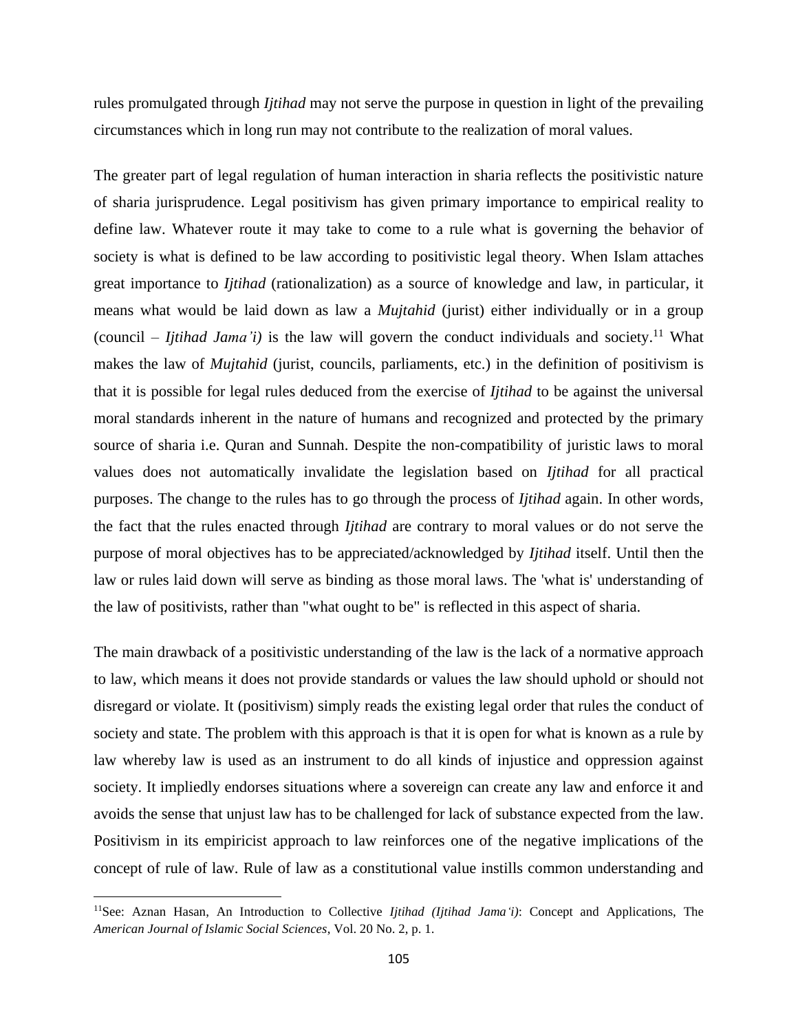rules promulgated through *Ijtihad* may not serve the purpose in question in light of the prevailing circumstances which in long run may not contribute to the realization of moral values.

The greater part of legal regulation of human interaction in sharia reflects the positivistic nature of sharia jurisprudence. Legal positivism has given primary importance to empirical reality to define law. Whatever route it may take to come to a rule what is governing the behavior of society is what is defined to be law according to positivistic legal theory. When Islam attaches great importance to *Ijtihad* (rationalization) as a source of knowledge and law, in particular, it means what would be laid down as law a *Mujtahid* (jurist) either individually or in a group (council – *Ijtihad Jama'i)* is the law will govern the conduct individuals and society.[11] What makes the law of *Mujtahid* (jurist, councils, parliaments, etc.) in the definition of positivism is that it is possible for legal rules deduced from the exercise of *Ijtihad* to be against the universal moral standards inherent in the nature of humans and recognized and protected by the primary source of sharia i.e. Quran and Sunnah. Despite the non-compatibility of juristic laws to moral values does not automatically invalidate the legislation based on *Ijtihad* for all practical purposes. The change to the rules has to go through the process of *Ijtihad* again. In other words, the fact that the rules enacted through *Ijtihad* are contrary to moral values or do not serve the purpose of moral objectives has to be appreciated/acknowledged by *Ijtihad* itself. Until then the law or rules laid down will serve as binding as those moral laws. The 'what is' understanding of the law of positivists, rather than "what ought to be" is reflected in this aspect of sharia.

The main drawback of a positivistic understanding of the law is the lack of a normative approach to law, which means it does not provide standards or values the law should uphold or should not disregard or violate. It (positivism) simply reads the existing legal order that rules the conduct of society and state. The problem with this approach is that it is open for what is known as a rule by law whereby law is used as an instrument to do all kinds of injustice and oppression against society. It impliedly endorses situations where a sovereign can create any law and enforce it and avoids the sense that unjust law has to be challenged for lack of substance expected from the law. Positivism in its empiricist approach to law reinforces one of the negative implications of the concept of rule of law. Rule of law as a constitutional value instills common understanding and

---

[11]See: Aznan Hasan, An Introduction to Collective *Ijtihad (Ijtihad Jama'i)*: Concept and Applications, The *American Journal of Islamic Social Sciences*, Vol. 20 No. 2, p. 1.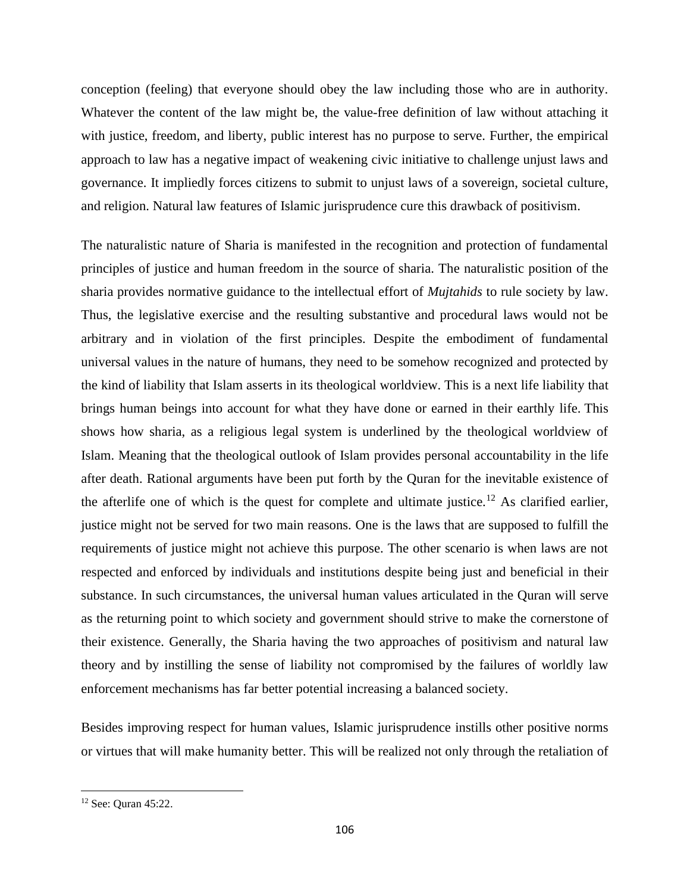conception (feeling) that everyone should obey the law including those who are in authority. Whatever the content of the law might be, the value-free definition of law without attaching it with justice, freedom, and liberty, public interest has no purpose to serve. Further, the empirical approach to law has a negative impact of weakening civic initiative to challenge unjust laws and governance. It impliedly forces citizens to submit to unjust laws of a sovereign, societal culture, and religion. Natural law features of Islamic jurisprudence cure this drawback of positivism.

The naturalistic nature of Sharia is manifested in the recognition and protection of fundamental principles of justice and human freedom in the source of sharia. The naturalistic position of the sharia provides normative guidance to the intellectual effort of *Mujtahids* to rule society by law. Thus, the legislative exercise and the resulting substantive and procedural laws would not be arbitrary and in violation of the first principles. Despite the embodiment of fundamental universal values in the nature of humans, they need to be somehow recognized and protected by the kind of liability that Islam asserts in its theological worldview. This is a next life liability that brings human beings into account for what they have done or earned in their earthly life. This shows how sharia, as a religious legal system is underlined by the theological worldview of Islam. Meaning that the theological outlook of Islam provides personal accountability in the life after death. Rational arguments have been put forth by the Quran for the inevitable existence of the afterlife one of which is the quest for complete and ultimate justice.[12] As clarified earlier, justice might not be served for two main reasons. One is the laws that are supposed to fulfill the requirements of justice might not achieve this purpose. The other scenario is when laws are not respected and enforced by individuals and institutions despite being just and beneficial in their substance. In such circumstances, the universal human values articulated in the Quran will serve as the returning point to which society and government should strive to make the cornerstone of their existence. Generally, the Sharia having the two approaches of positivism and natural law theory and by instilling the sense of liability not compromised by the failures of worldly law enforcement mechanisms has far better potential increasing a balanced society.

Besides improving respect for human values, Islamic jurisprudence instills other positive norms or virtues that will make humanity better. This will be realized not only through the retaliation of

[12] See: Quran 45:22.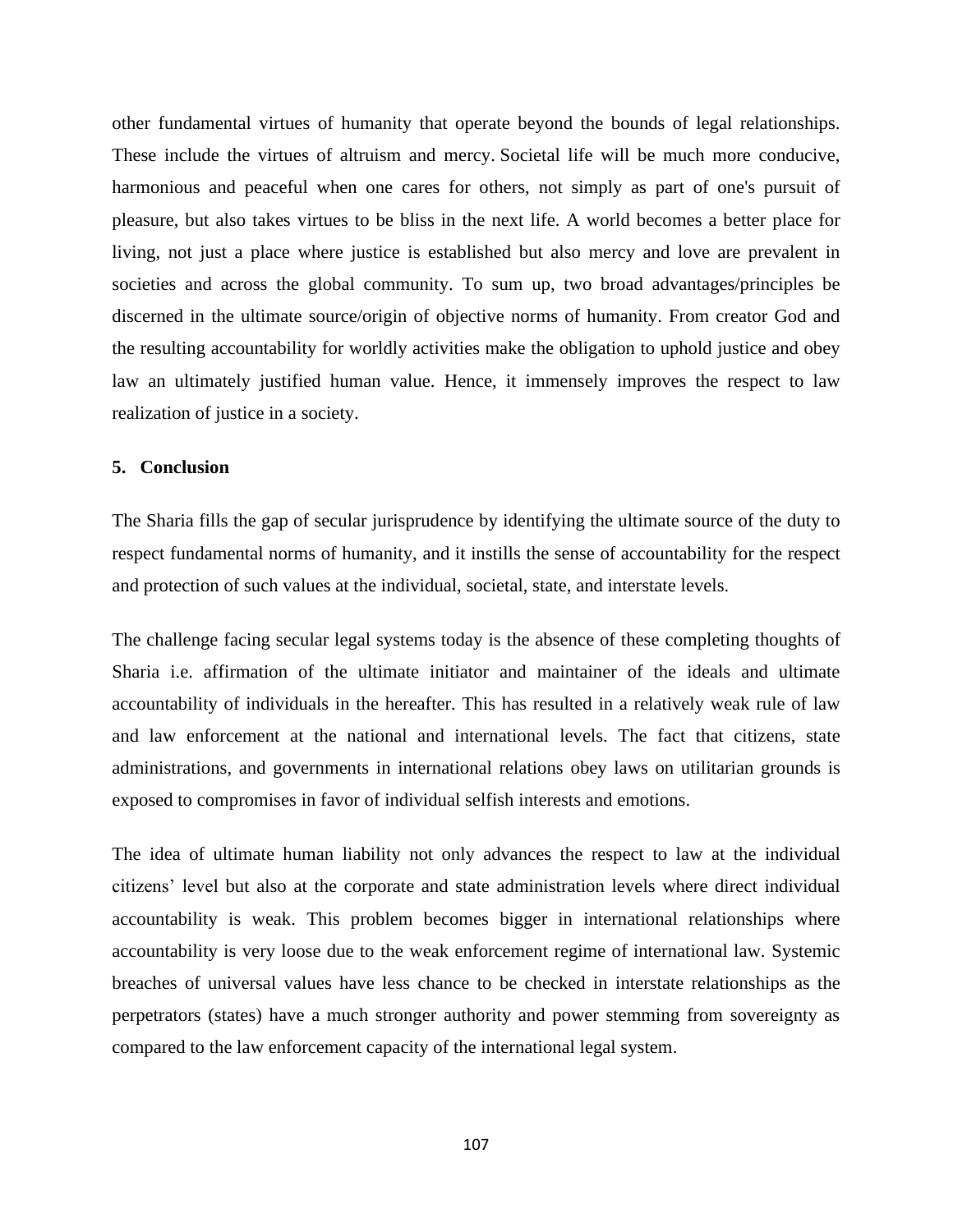other fundamental virtues of humanity that operate beyond the bounds of legal relationships. These include the virtues of altruism and mercy. Societal life will be much more conducive, harmonious and peaceful when one cares for others, not simply as part of one's pursuit of pleasure, but also takes virtues to be bliss in the next life. A world becomes a better place for living, not just a place where justice is established but also mercy and love are prevalent in societies and across the global community. To sum up, two broad advantages/principles be discerned in the ultimate source/origin of objective norms of humanity. From creator God and the resulting accountability for worldly activities make the obligation to uphold justice and obey law an ultimately justified human value. Hence, it immensely improves the respect to law realization of justice in a society.

## 5. Conclusion

The Sharia fills the gap of secular jurisprudence by identifying the ultimate source of the duty to respect fundamental norms of humanity, and it instills the sense of accountability for the respect and protection of such values at the individual, societal, state, and interstate levels.

The challenge facing secular legal systems today is the absence of these completing thoughts of Sharia i.e. affirmation of the ultimate initiator and maintainer of the ideals and ultimate accountability of individuals in the hereafter. This has resulted in a relatively weak rule of law and law enforcement at the national and international levels. The fact that citizens, state administrations, and governments in international relations obey laws on utilitarian grounds is exposed to compromises in favor of individual selfish interests and emotions.

The idea of ultimate human liability not only advances the respect to law at the individual citizens' level but also at the corporate and state administration levels where direct individual accountability is weak. This problem becomes bigger in international relationships where accountability is very loose due to the weak enforcement regime of international law. Systemic breaches of universal values have less chance to be checked in interstate relationships as the perpetrators (states) have a much stronger authority and power stemming from sovereignty as compared to the law enforcement capacity of the international legal system.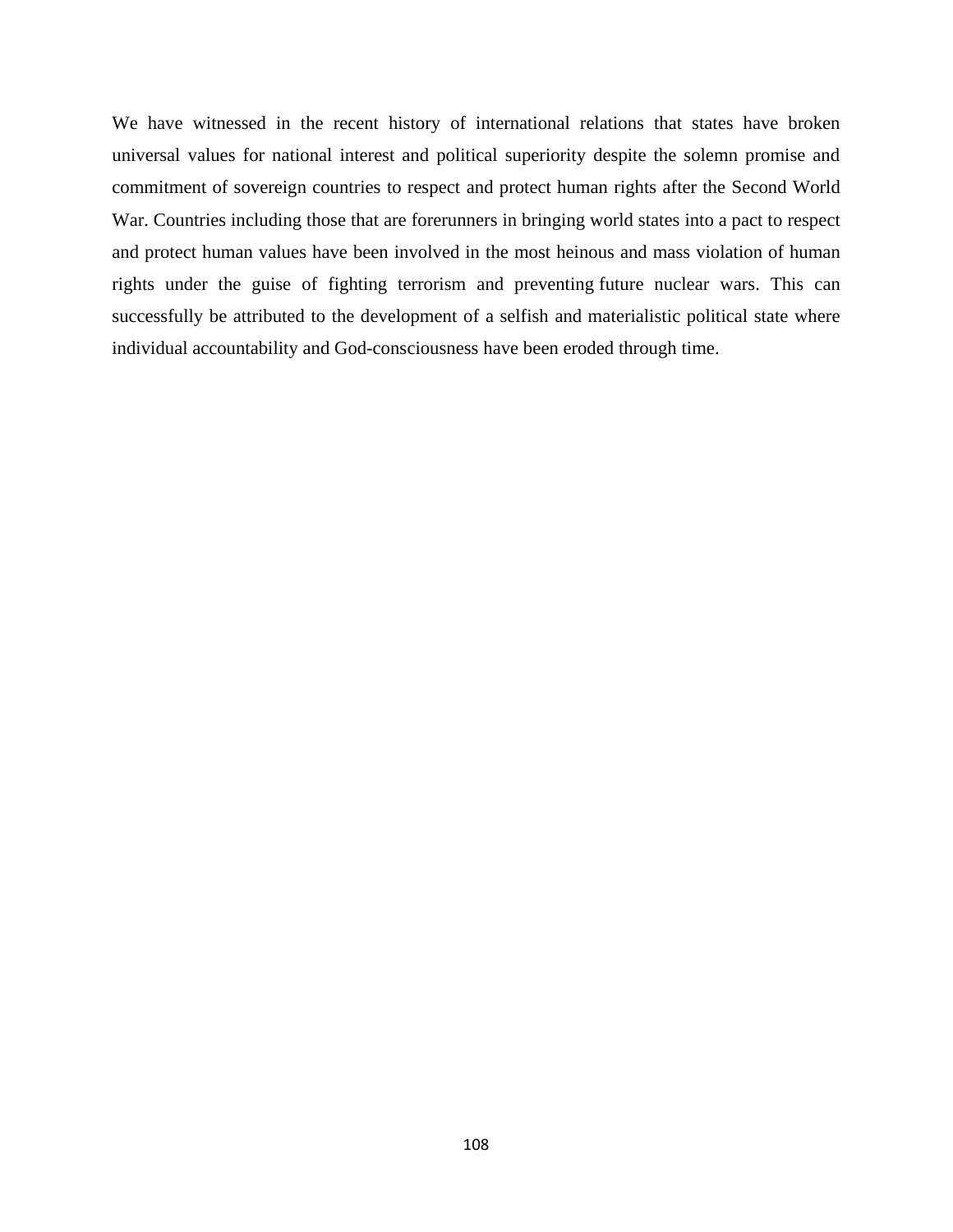We have witnessed in the recent history of international relations that states have broken universal values for national interest and political superiority despite the solemn promise and commitment of sovereign countries to respect and protect human rights after the Second World War. Countries including those that are forerunners in bringing world states into a pact to respect and protect human values have been involved in the most heinous and mass violation of human rights under the guise of fighting terrorism and preventing future nuclear wars. This can successfully be attributed to the development of a selfish and materialistic political state where individual accountability and God-consciousness have been eroded through time.